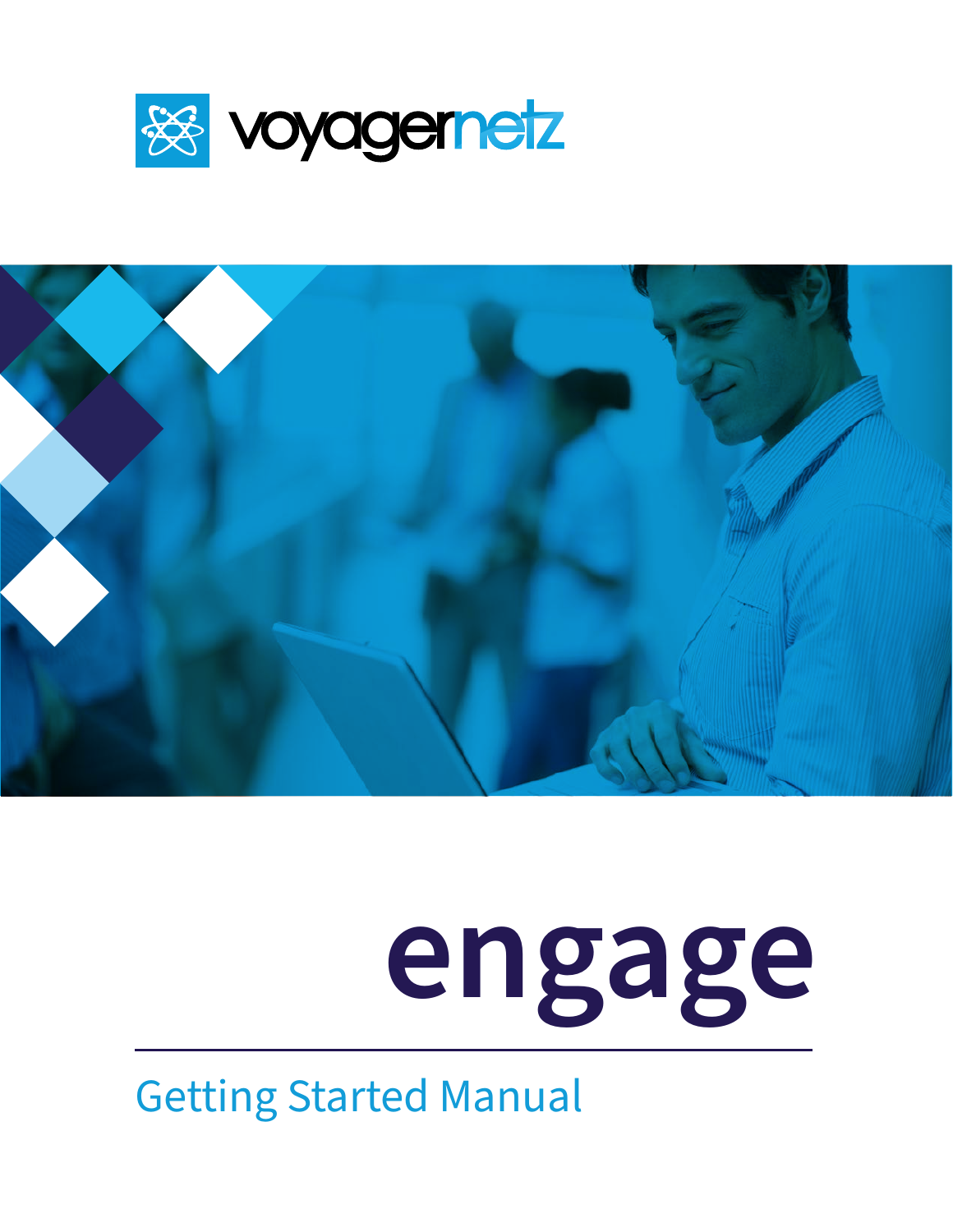voyagernetz

# engage

## Getting Started Manual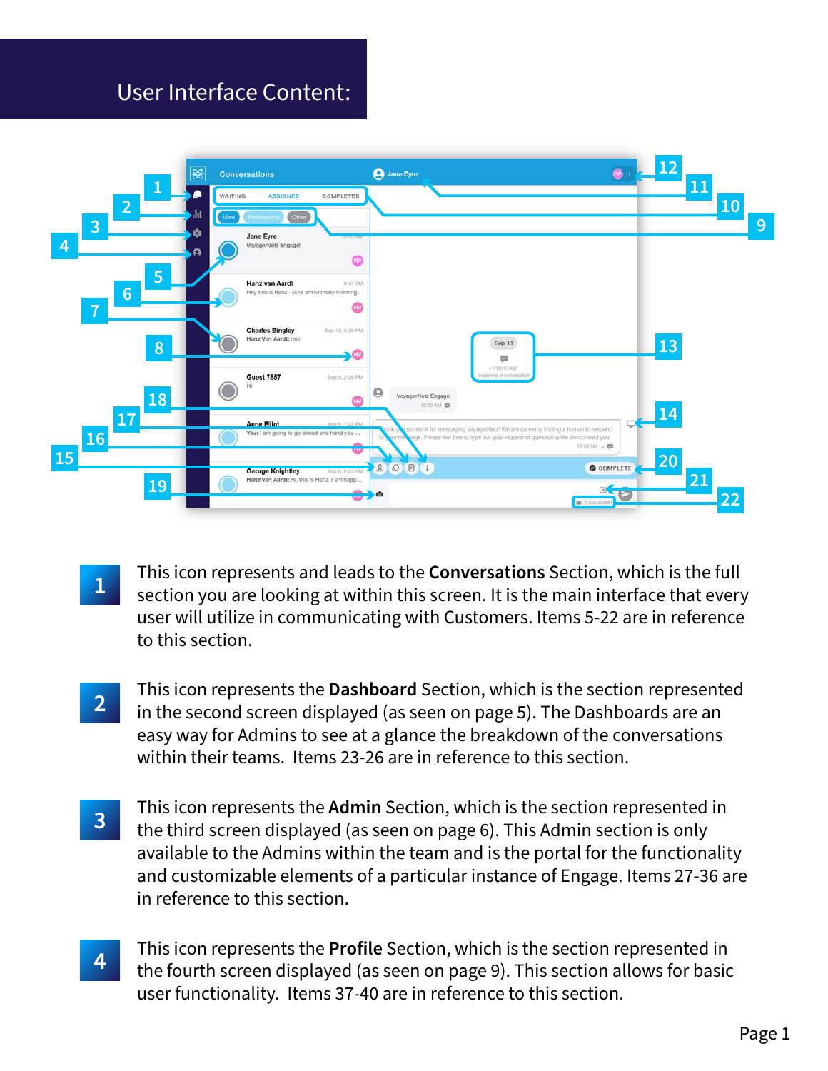# User Interface Content:

**1** This icon represents and leads to the **Conversations** Section, which is the full section you are looking at within this screen. It is the main interface that every user will utilize in communicating with Customers. Items 5-22 are in reference to this section.

**2** This icon represents the **Dashboard** Section, which is the section represented in the second screen displayed (as seen on page 5). The Dashboards are an easy way for Admins to see at a glance the breakdown of the conversations within their teams. Items 23-26 are in reference to this section.

**3** This icon represents the **Admin** Section, which is the section represented in the third screen displayed (as seen on page 6). This Admin section is only available to the Admins within the team and is the portal for the functionality and customizable elements of a particular instance of Engage. Items 27-36 are in reference to this section.

**4** This icon represents the **Profile** Section, which is the section represented in the fourth screen displayed (as seen on page 9). This section allows for basic user functionality. Items 37-40 are in reference to this section.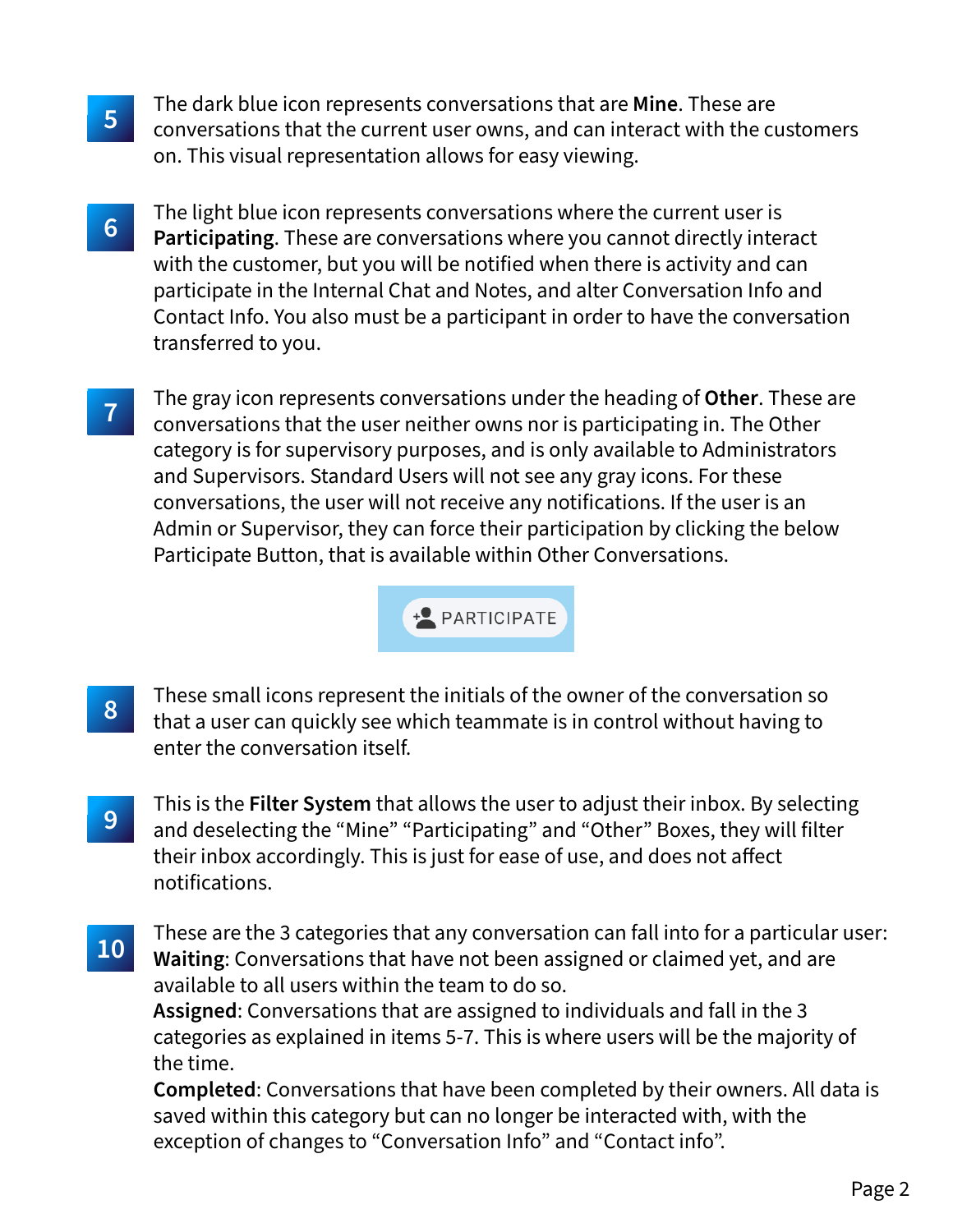**5** The dark blue icon represents conversations that are **Mine**. These are conversations that the current user owns, and can interact with the customers on. This visual representation allows for easy viewing.

**6** The light blue icon represents conversations where the current user is **Participating**. These are conversations where you cannot directly interact with the customer, but you will be notified when there is activity and can participate in the Internal Chat and Notes, and alter Conversation Info and Contact Info. You also must be a participant in order to have the conversation transferred to you.

**7** The gray icon represents conversations under the heading of **Other**. These are conversations that the user neither owns nor is participating in. The Other category is for supervisory purposes, and is only available to Administrators and Supervisors. Standard Users will not see any gray icons. For these conversations, the user will not receive any notifications. If the user is an Admin or Supervisor, they can force their participation by clicking the below Participate Button, that is available within Other Conversations.

PARTICIPATE

**8** These small icons represent the initials of the owner of the conversation so that a user can quickly see which teammate is in control without having to enter the conversation itself.

**9** This is the **Filter System** that allows the user to adjust their inbox. By selecting and deselecting the “Mine” “Participating” and “Other” Boxes, they will filter their inbox accordingly. This is just for ease of use, and does not affect notifications.

**10** These are the 3 categories that any conversation can fall into for a particular user:
**Waiting**: Conversations that have not been assigned or claimed yet, and are available to all users within the team to do so.
**Assigned**: Conversations that are assigned to individuals and fall in the 3 categories as explained in items 5-7. This is where users will be the majority of the time.
**Completed**: Conversations that have been completed by their owners. All data is saved within this category but can no longer be interacted with, with the exception of changes to “Conversation Info” and “Contact info”.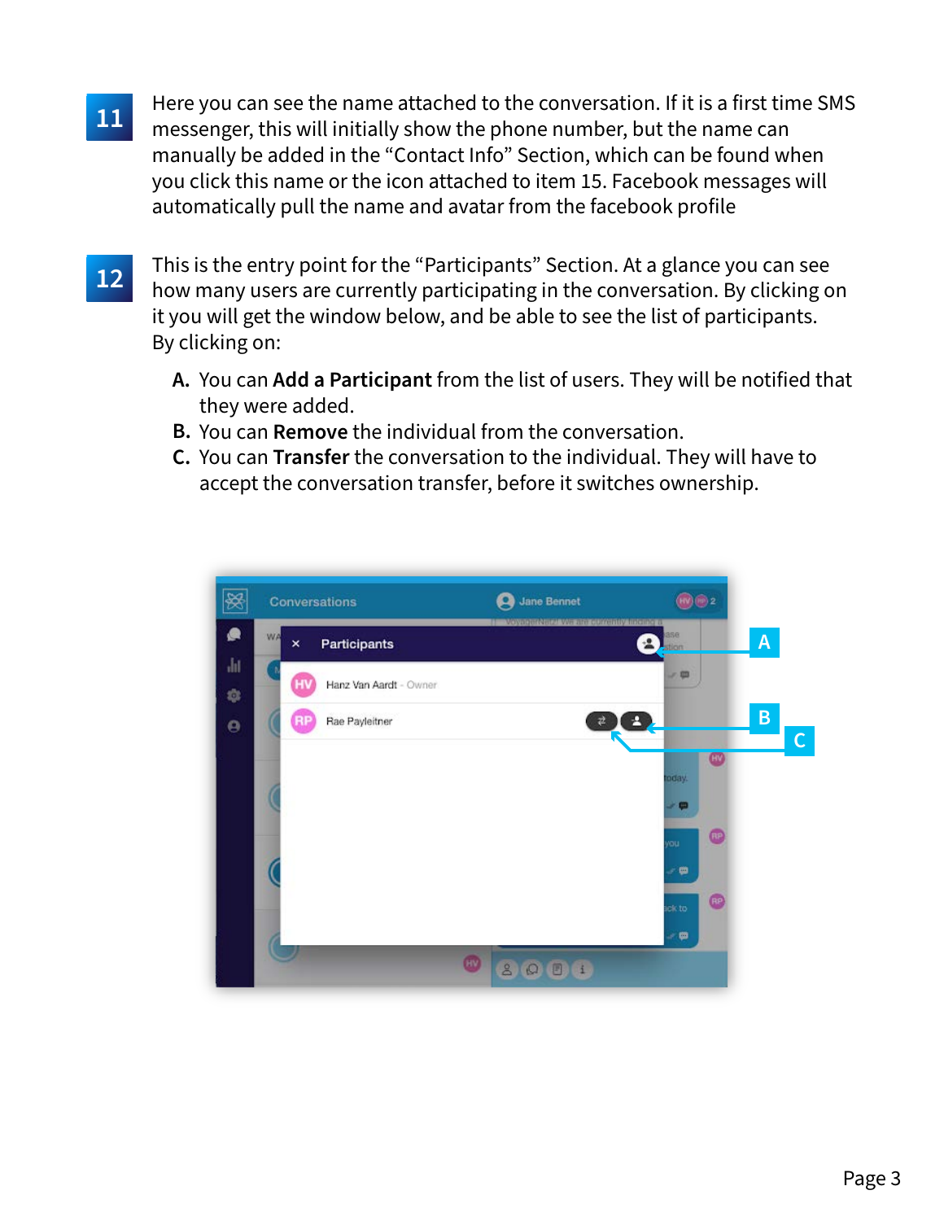**11** Here you can see the name attached to the conversation. If it is a first time SMS messenger, this will initially show the phone number, but the name can manually be added in the “Contact Info” Section, which can be found when you click this name or the icon attached to item 15. Facebook messages will automatically pull the name and avatar from the facebook profile

**12** This is the entry point for the “Participants” Section. At a glance you can see how many users are currently participating in the conversation. By clicking on it you will get the window below, and be able to see the list of participants. By clicking on:

- **A.** You can **Add a Participant** from the list of users. They will be notified that they were added.
- **B.** You can **Remove** the individual from the conversation.
- **C.** You can **Transfer** the conversation to the individual. They will have to accept the conversation transfer, before it switches ownership.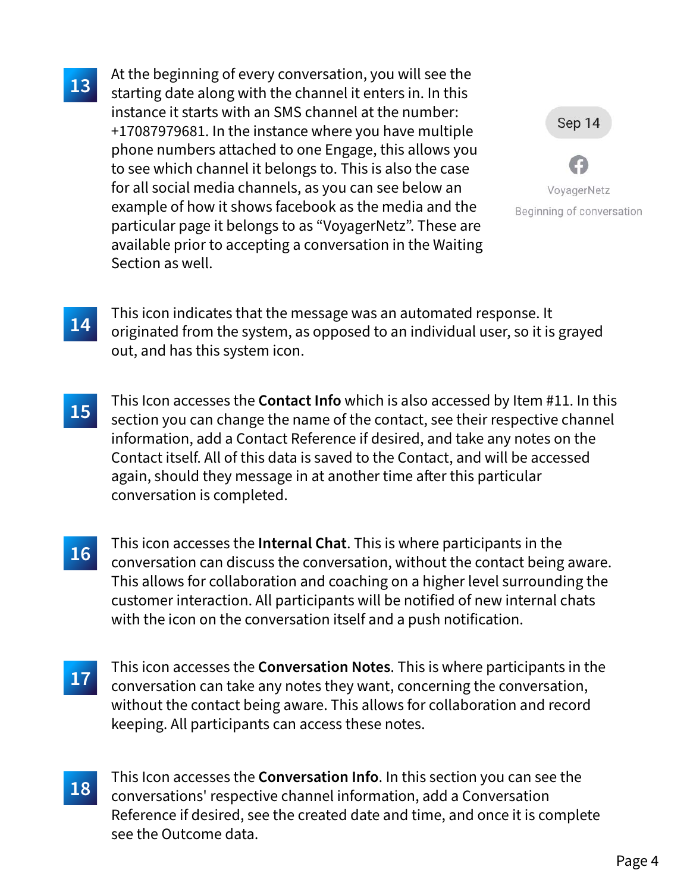**13** At the beginning of every conversation, you will see the starting date along with the channel it enters in. In this instance it starts with an SMS channel at the number: +17087979681. In the instance where you have multiple phone numbers attached to one Engage, this allows you to see which channel it belongs to. This is also the case for all social media channels, as you can see below an example of how it shows facebook as the media and the particular page it belongs to as "VoyagerNetz". These are available prior to accepting a conversation in the Waiting Section as well.

Sep 14

VoyagerNetz

Beginning of conversation

**14** This icon indicates that the message was an automated response. It originated from the system, as opposed to an individual user, so it is grayed out, and has this system icon.

**15** This Icon accesses the **Contact Info** which is also accessed by Item #11. In this section you can change the name of the contact, see their respective channel information, add a Contact Reference if desired, and take any notes on the Contact itself. All of this data is saved to the Contact, and will be accessed again, should they message in at another time after this particular conversation is completed.

**16** This icon accesses the **Internal Chat**. This is where participants in the conversation can discuss the conversation, without the contact being aware. This allows for collaboration and coaching on a higher level surrounding the customer interaction. All participants will be notified of new internal chats with the icon on the conversation itself and a push notification.

**17** This icon accesses the **Conversation Notes**. This is where participants in the conversation can take any notes they want, concerning the conversation, without the contact being aware. This allows for collaboration and record keeping. All participants can access these notes.

**18** This Icon accesses the **Conversation Info**. In this section you can see the conversations' respective channel information, add a Conversation Reference if desired, see the created date and time, and once it is complete see the Outcome data.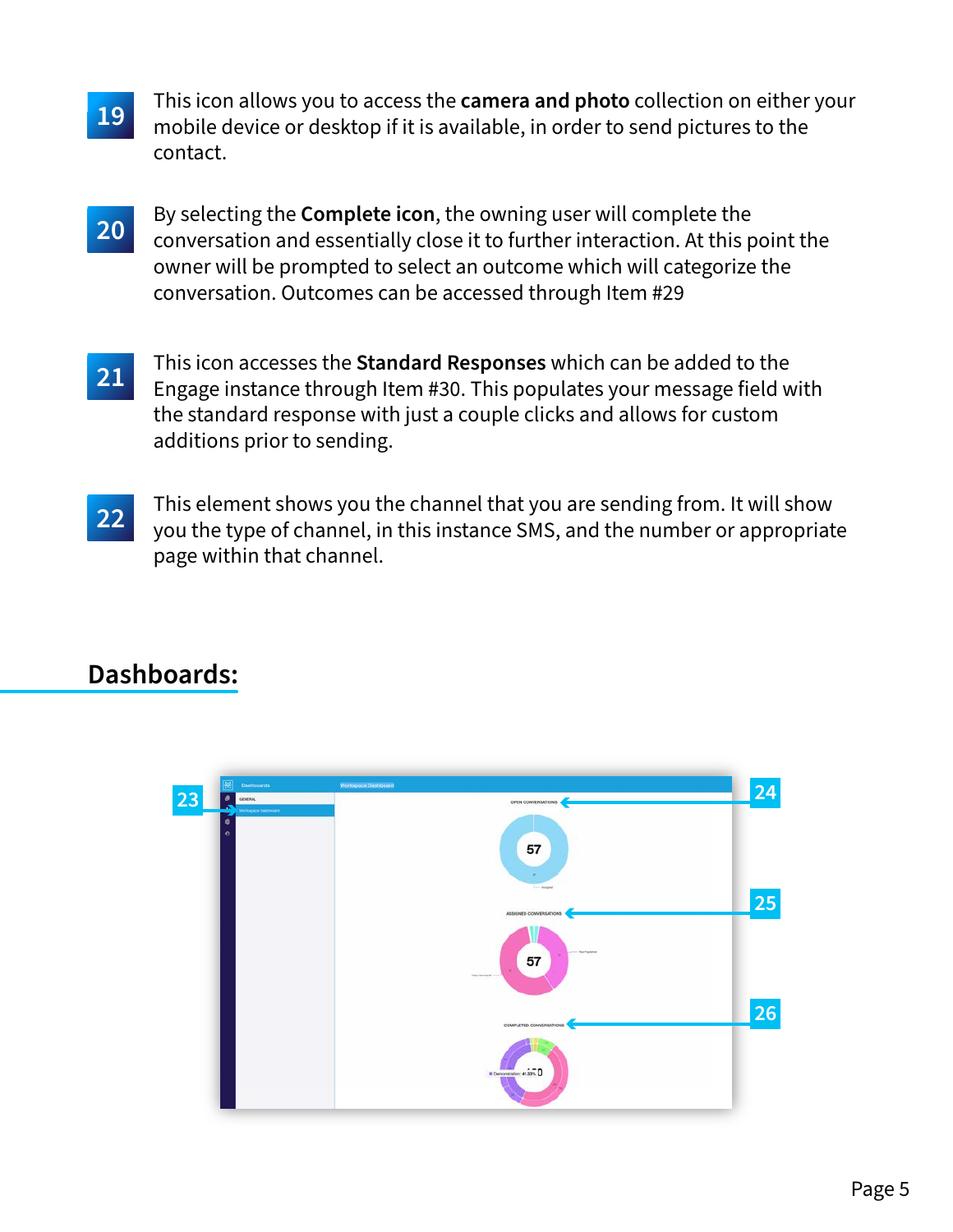**19** This icon allows you to access the **camera and photo** collection on either your mobile device or desktop if it is available, in order to send pictures to the contact.

**20** By selecting the **Complete icon**, the owning user will complete the conversation and essentially close it to further interaction. At this point the owner will be prompted to select an outcome which will categorize the conversation. Outcomes can be accessed through Item #29

**21** This icon accesses the **Standard Responses** which can be added to the Engage instance through Item #30. This populates your message field with the standard response with just a couple clicks and allows for custom additions prior to sending.

**22** This element shows you the channel that you are sending from. It will show you the type of channel, in this instance SMS, and the number or appropriate page within that channel.

## Dashboards: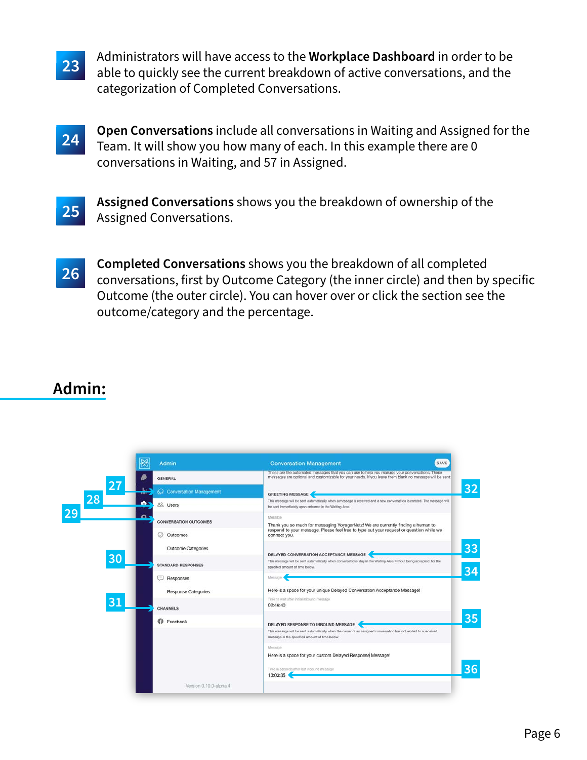**23** Administrators will have access to the **Workplace Dashboard** in order to be able to quickly see the current breakdown of active conversations, and the categorization of Completed Conversations.

**24** **Open Conversations** include all conversations in Waiting and Assigned for the Team. It will show you how many of each. In this example there are 0 conversations in Waiting, and 57 in Assigned.

**25** **Assigned Conversations** shows you the breakdown of ownership of the Assigned Conversations.

**26** **Completed Conversations** shows you the breakdown of all completed conversations, first by Outcome Category (the inner circle) and then by specific Outcome (the outer circle). You can hover over or click the section see the outcome/category and the percentage.

## Admin: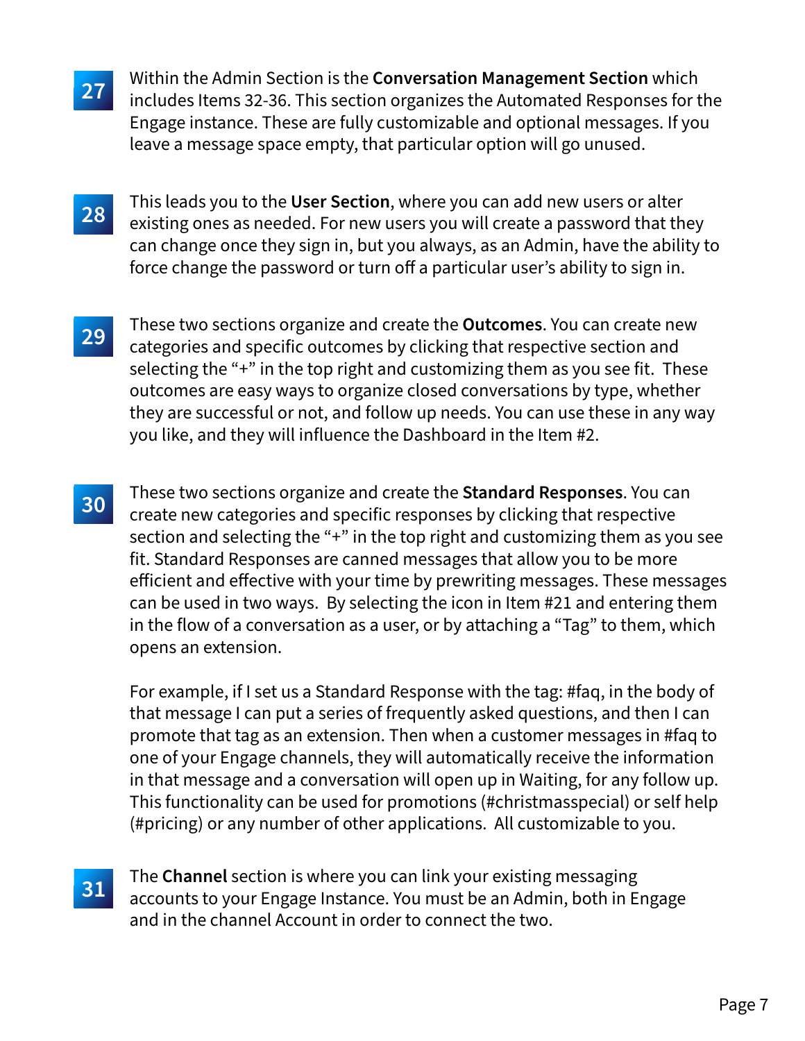**27** Within the Admin Section is the **Conversation Management Section** which includes Items 32-36. This section organizes the Automated Responses for the Engage instance. These are fully customizable and optional messages. If you leave a message space empty, that particular option will go unused.

**28** This leads you to the **User Section**, where you can add new users or alter existing ones as needed. For new users you will create a password that they can change once they sign in, but you always, as an Admin, have the ability to force change the password or turn off a particular user's ability to sign in.

**29** These two sections organize and create the **Outcomes**. You can create new categories and specific outcomes by clicking that respective section and selecting the "+" in the top right and customizing them as you see fit. These outcomes are easy ways to organize closed conversations by type, whether they are successful or not, and follow up needs. You can use these in any way you like, and they will influence the Dashboard in the Item #2.

**30** These two sections organize and create the **Standard Responses**. You can create new categories and specific responses by clicking that respective section and selecting the "+" in the top right and customizing them as you see fit. Standard Responses are canned messages that allow you to be more efficient and effective with your time by prewriting messages. These messages can be used in two ways. By selecting the icon in Item #21 and entering them in the flow of a conversation as a user, or by attaching a "Tag" to them, which opens an extension.

For example, if I set us a Standard Response with the tag: #faq, in the body of that message I can put a series of frequently asked questions, and then I can promote that tag as an extension. Then when a customer messages in #faq to one of your Engage channels, they will automatically receive the information in that message and a conversation will open up in Waiting, for any follow up. This functionality can be used for promotions (#christmasspecial) or self help (#pricing) or any number of other applications. All customizable to you.

**31** The **Channel** section is where you can link your existing messaging accounts to your Engage Instance. You must be an Admin, both in Engage and in the channel Account in order to connect the two.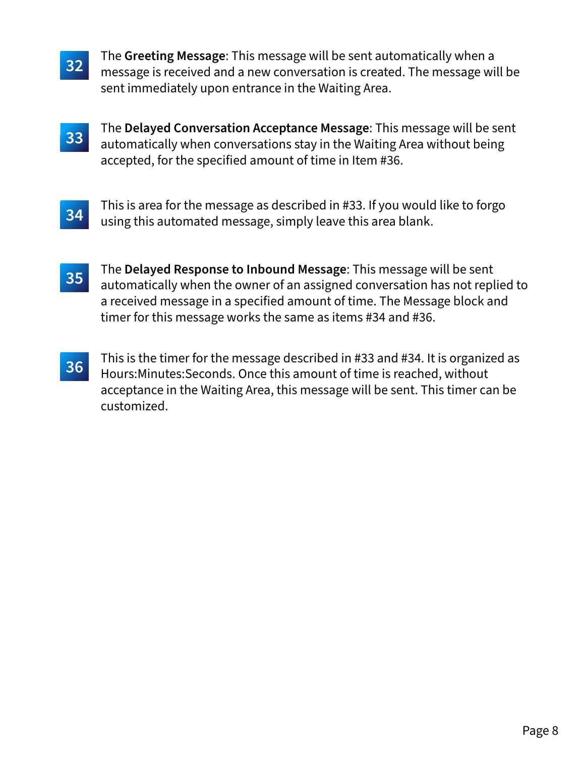**32** The **Greeting Message**: This message will be sent automatically when a message is received and a new conversation is created. The message will be sent immediately upon entrance in the Waiting Area.

**33** The **Delayed Conversation Acceptance Message**: This message will be sent automatically when conversations stay in the Waiting Area without being accepted, for the specified amount of time in Item #36.

**34** This is area for the message as described in #33. If you would like to forgo using this automated message, simply leave this area blank.

**35** The **Delayed Response to Inbound Message**: This message will be sent automatically when the owner of an assigned conversation has not replied to a received message in a specified amount of time. The Message block and timer for this message works the same as items #34 and #36.

**36** This is the timer for the message described in #33 and #34. It is organized as Hours:Minutes:Seconds. Once this amount of time is reached, without acceptance in the Waiting Area, this message will be sent. This timer can be customized.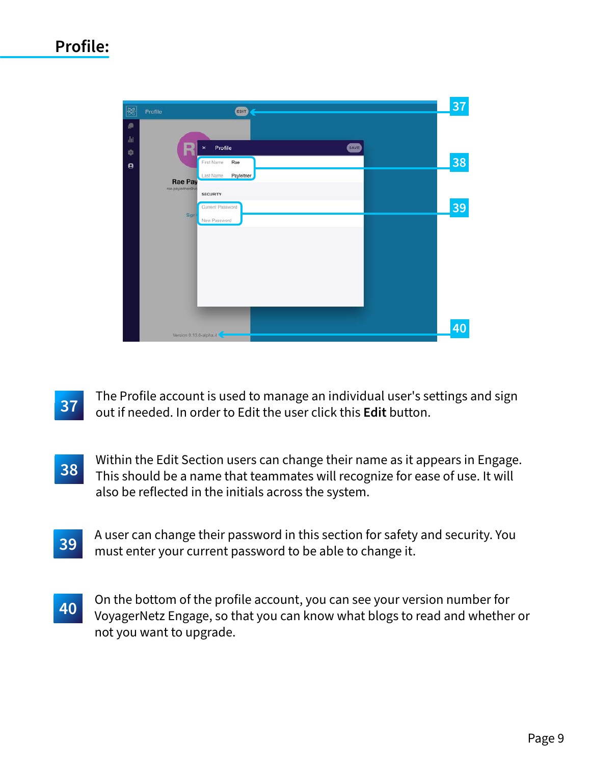## Profile:

**37** The Profile account is used to manage an individual user's settings and sign out if needed. In order to Edit the user click this **Edit** button.

**38** Within the Edit Section users can change their name as it appears in Engage. This should be a name that teammates will recognize for ease of use. It will also be reflected in the initials across the system.

**39** A user can change their password in this section for safety and security. You must enter your current password to be able to change it.

**40** On the bottom of the profile account, you can see your version number for VoyagerNetz Engage, so that you can know what blogs to read and whether or not you want to upgrade.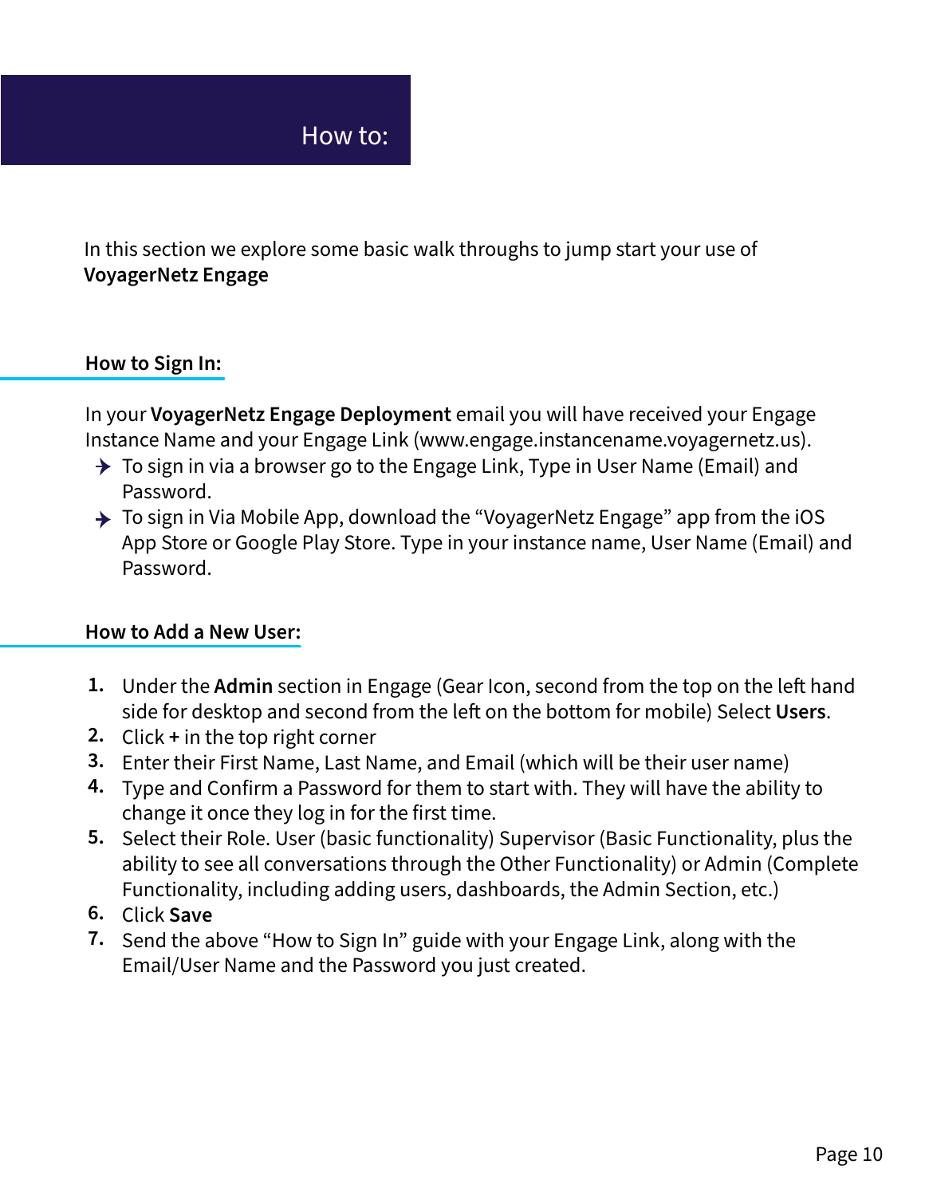# How to:

In this section we explore some basic walk throughs to jump start your use of **VoyagerNetz Engage**

## How to Sign In:

In your **VoyagerNetz Engage Deployment** email you will have received your Engage Instance Name and your Engage Link (www.engage.instancename.voyagernetz.us).

- To sign in via a browser go to the Engage Link, Type in User Name (Email) and Password.
- To sign in Via Mobile App, download the "VoyagerNetz Engage" app from the iOS App Store or Google Play Store. Type in your instance name, User Name (Email) and Password.

## How to Add a New User:

1. Under the **Admin** section in Engage (Gear Icon, second from the top on the left hand side for desktop and second from the left on the bottom for mobile) Select **Users**.
2. Click **+** in the top right corner
3. Enter their First Name, Last Name, and Email (which will be their user name)
4. Type and Confirm a Password for them to start with. They will have the ability to change it once they log in for the first time.
5. Select their Role. User (basic functionality) Supervisor (Basic Functionality, plus the ability to see all conversations through the Other Functionality) or Admin (Complete Functionality, including adding users, dashboards, the Admin Section, etc.)
6. Click **Save**
7. Send the above "How to Sign In" guide with your Engage Link, along with the Email/User Name and the Password you just created.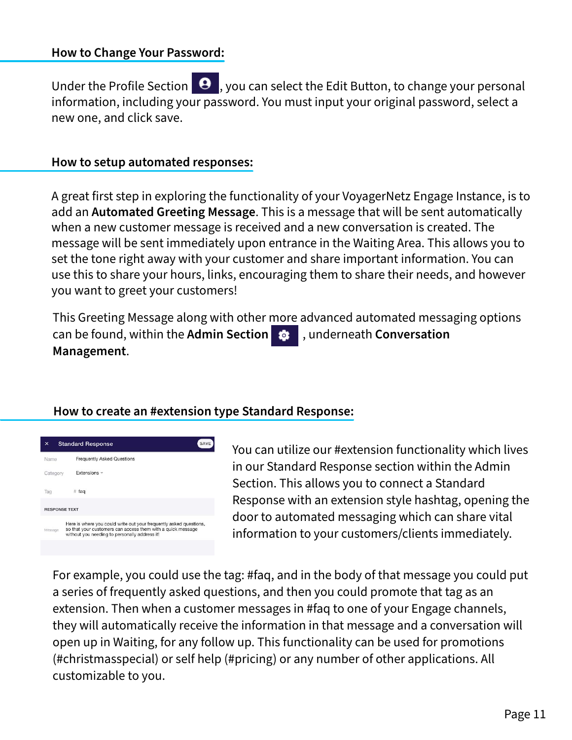## How to Change Your Password:

Under the Profile Section, you can select the Edit Button, to change your personal information, including your password. You must input your original password, select a new one, and click save.

## How to setup automated responses:

A great first step in exploring the functionality of your VoyagerNetz Engage Instance, is to add an **Automated Greeting Message**. This is a message that will be sent automatically when a new customer message is received and a new conversation is created. The message will be sent immediately upon entrance in the Waiting Area. This allows you to set the tone right away with your customer and share important information. You can use this to share your hours, links, encouraging them to share their needs, and however you want to greet your customers!

This Greeting Message along with other more advanced automated messaging options can be found, within the **Admin Section**, underneath **Conversation Management**.

## How to create an #extension type Standard Response:

× Standard Response SAVE

Name Frequently Asked Questions

Category Extensions

Tag # faq

RESPONSE TEXT

Message Here is where you could write out your frequently asked questions, so that your customers can access them with a quick message without you needing to personally address it!

You can utilize our #extension functionality which lives in our Standard Response section within the Admin Section. This allows you to connect a Standard Response with an extension style hashtag, opening the door to automated messaging which can share vital information to your customers/clients immediately.

For example, you could use the tag: #faq, and in the body of that message you could put a series of frequently asked questions, and then you could promote that tag as an extension. Then when a customer messages in #faq to one of your Engage channels, they will automatically receive the information in that message and a conversation will open up in Waiting, for any follow up. This functionality can be used for promotions (#christmasspecial) or self help (#pricing) or any number of other applications. All customizable to you.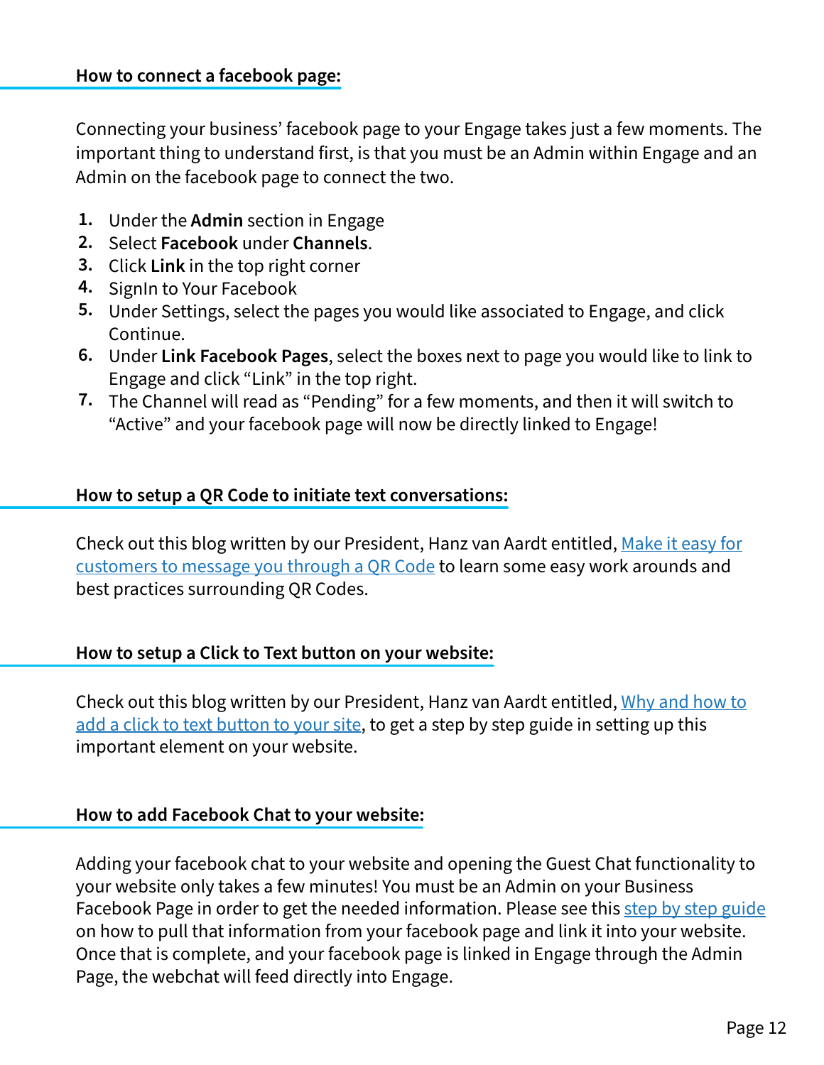## How to connect a facebook page:

Connecting your business' facebook page to your Engage takes just a few moments. The important thing to understand first, is that you must be an Admin within Engage and an Admin on the facebook page to connect the two.

1. Under the **Admin** section in Engage
2. Select **Facebook** under **Channels**.
3. Click **Link** in the top right corner
4. SignIn to Your Facebook
5. Under Settings, select the pages you would like associated to Engage, and click Continue.
6. Under **Link Facebook Pages**, select the boxes next to page you would like to link to Engage and click "Link" in the top right.
7. The Channel will read as "Pending" for a few moments, and then it will switch to "Active" and your facebook page will now be directly linked to Engage!

## How to setup a QR Code to initiate text conversations:

Check out this blog written by our President, Hanz van Aardt entitled, Make it easy for customers to message you through a QR Code to learn some easy work arounds and best practices surrounding QR Codes.

## How to setup a Click to Text button on your website:

Check out this blog written by our President, Hanz van Aardt entitled, Why and how to add a click to text button to your site, to get a step by step guide in setting up this important element on your website.

## How to add Facebook Chat to your website:

Adding your facebook chat to your website and opening the Guest Chat functionality to your website only takes a few minutes! You must be an Admin on your Business Facebook Page in order to get the needed information. Please see this step by step guide on how to pull that information from your facebook page and link it into your website. Once that is complete, and your facebook page is linked in Engage through the Admin Page, the webchat will feed directly into Engage.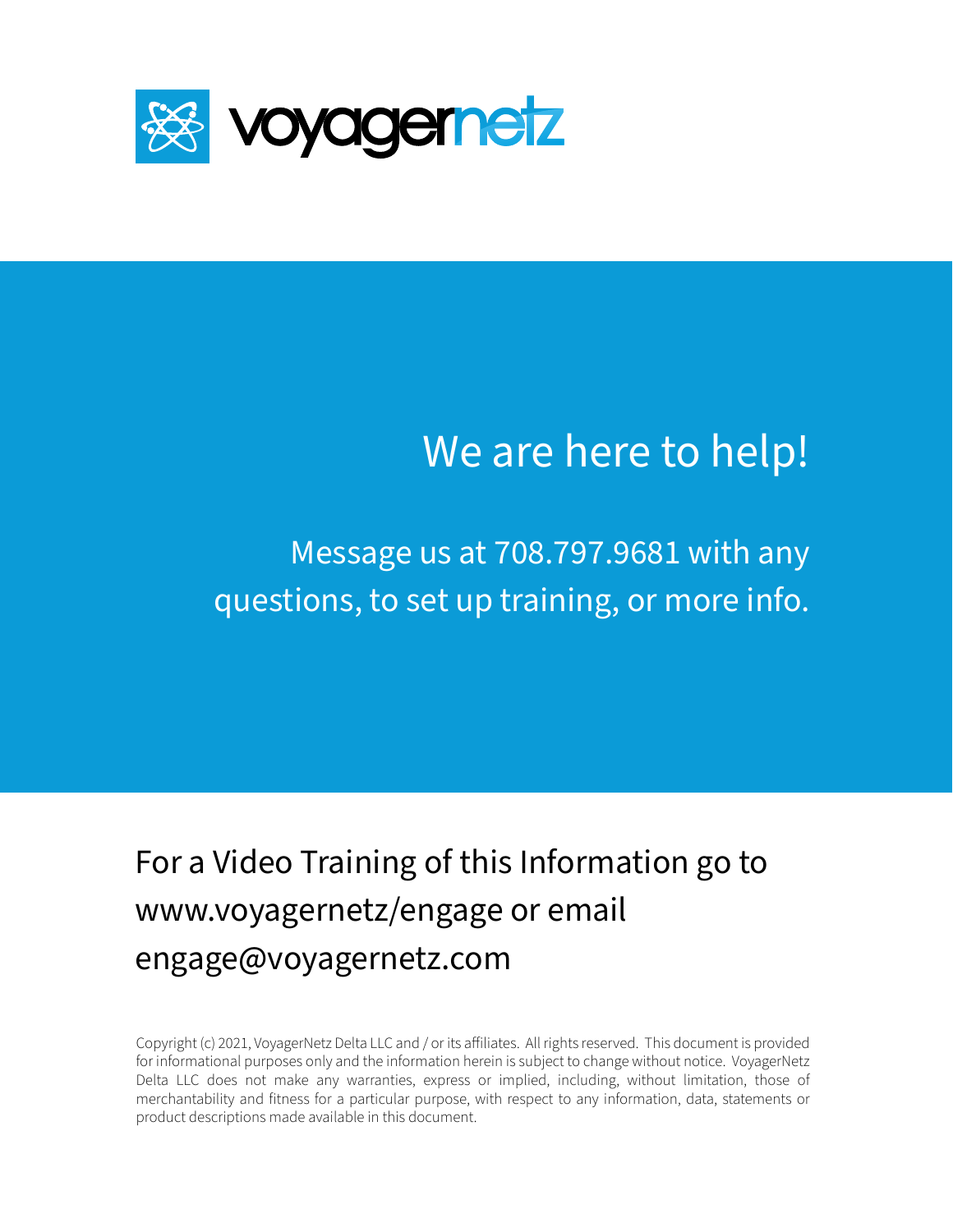voyagernetz

# We are here to help!

Message us at 708.797.9681 with any questions, to set up training, or more info.

For a Video Training of this Information go to www.voyagernetz/engage or email engage@voyagernetz.com

Copyright (c) 2021, VoyagerNetz Delta LLC and / or its affiliates. All rights reserved. This document is provided for informational purposes only and the information herein is subject to change without notice. VoyagerNetz Delta LLC does not make any warranties, express or implied, including, without limitation, those of merchantability and fitness for a particular purpose, with respect to any information, data, statements or product descriptions made available in this document.